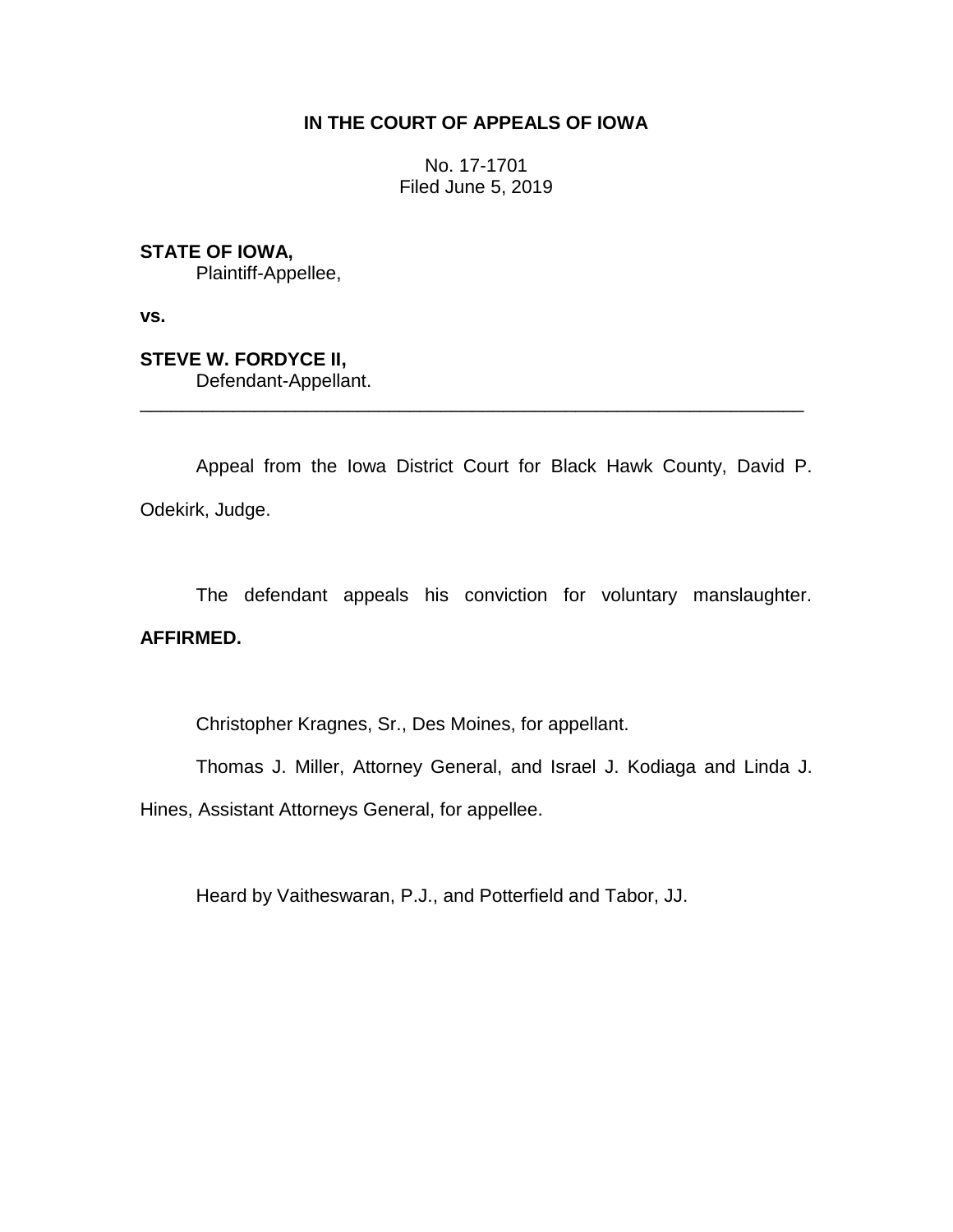**IN THE COURT OF APPEALS OF IOWA**

No. 17-1701
Filed June 5, 2019

**STATE OF IOWA,**
Plaintiff-Appellee,

**vs.**

**STEVE W. FORDYCE II,**
Defendant-Appellant.

---

Appeal from the Iowa District Court for Black Hawk County, David P. Odekirk, Judge.

The defendant appeals his conviction for voluntary manslaughter. **AFFIRMED.**

Christopher Kragnes, Sr., Des Moines, for appellant.

Thomas J. Miller, Attorney General, and Israel J. Kodiaga and Linda J. Hines, Assistant Attorneys General, for appellee.

Heard by Vaitheswaran, P.J., and Potterfield and Tabor, JJ.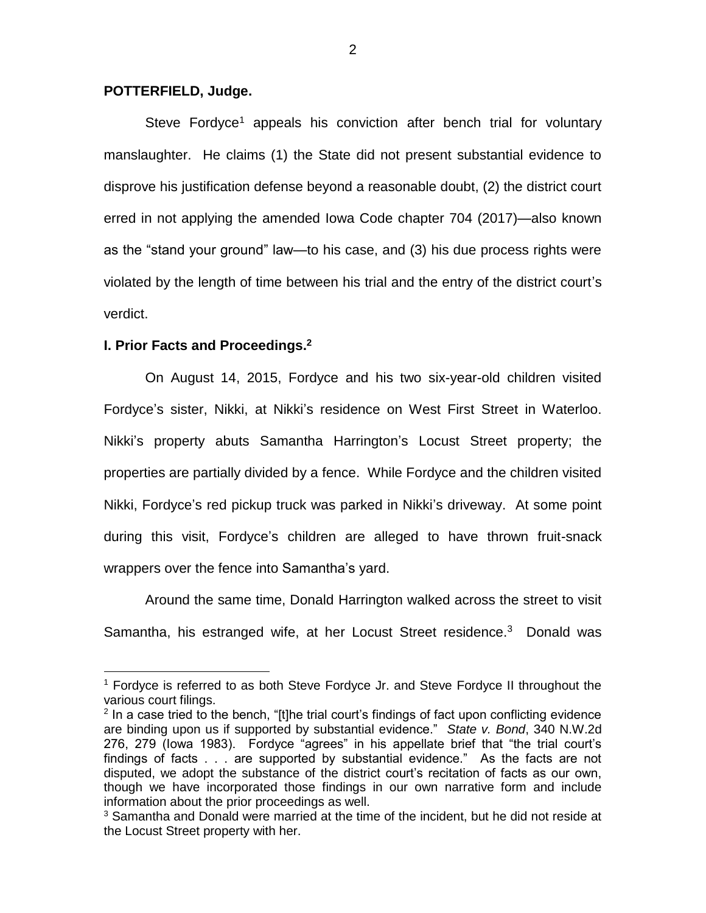**POTTERFIELD, Judge.**

Steve Fordyce[1] appeals his conviction after bench trial for voluntary manslaughter. He claims (1) the State did not present substantial evidence to disprove his justification defense beyond a reasonable doubt, (2) the district court erred in not applying the amended Iowa Code chapter 704 (2017)—also known as the "stand your ground" law—to his case, and (3) his due process rights were violated by the length of time between his trial and the entry of the district court's verdict.

**I. Prior Facts and Proceedings.[2]**

On August 14, 2015, Fordyce and his two six-year-old children visited Fordyce's sister, Nikki, at Nikki's residence on West First Street in Waterloo. Nikki's property abuts Samantha Harrington's Locust Street property; the properties are partially divided by a fence. While Fordyce and the children visited Nikki, Fordyce's red pickup truck was parked in Nikki's driveway. At some point during this visit, Fordyce's children are alleged to have thrown fruit-snack wrappers over the fence into Samantha's yard.

Around the same time, Donald Harrington walked across the street to visit Samantha, his estranged wife, at her Locust Street residence.[3] Donald was

---

[1] Fordyce is referred to as both Steve Fordyce Jr. and Steve Fordyce II throughout the various court filings.

[2] In a case tried to the bench, "[t]he trial court's findings of fact upon conflicting evidence are binding upon us if supported by substantial evidence." *State v. Bond*, 340 N.W.2d 276, 279 (Iowa 1983). Fordyce "agrees" in his appellate brief that "the trial court's findings of facts . . . are supported by substantial evidence." As the facts are not disputed, we adopt the substance of the district court's recitation of facts as our own, though we have incorporated those findings in our own narrative form and include information about the prior proceedings as well.

[3] Samantha and Donald were married at the time of the incident, but he did not reside at the Locust Street property with her.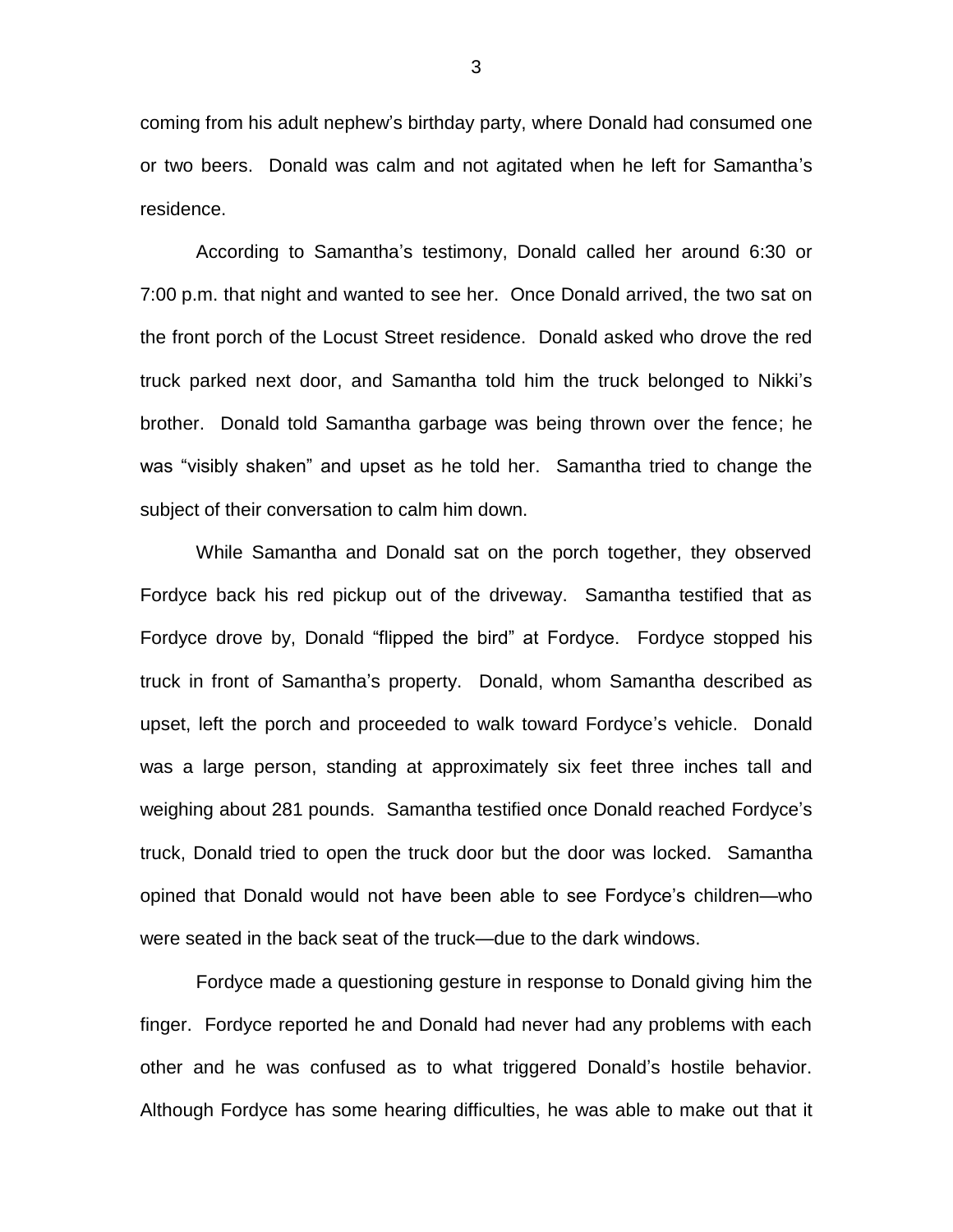coming from his adult nephew's birthday party, where Donald had consumed one or two beers. Donald was calm and not agitated when he left for Samantha's residence.

According to Samantha's testimony, Donald called her around 6:30 or 7:00 p.m. that night and wanted to see her. Once Donald arrived, the two sat on the front porch of the Locust Street residence. Donald asked who drove the red truck parked next door, and Samantha told him the truck belonged to Nikki's brother. Donald told Samantha garbage was being thrown over the fence; he was "visibly shaken" and upset as he told her. Samantha tried to change the subject of their conversation to calm him down.

While Samantha and Donald sat on the porch together, they observed Fordyce back his red pickup out of the driveway. Samantha testified that as Fordyce drove by, Donald "flipped the bird" at Fordyce. Fordyce stopped his truck in front of Samantha's property. Donald, whom Samantha described as upset, left the porch and proceeded to walk toward Fordyce's vehicle. Donald was a large person, standing at approximately six feet three inches tall and weighing about 281 pounds. Samantha testified once Donald reached Fordyce's truck, Donald tried to open the truck door but the door was locked. Samantha opined that Donald would not have been able to see Fordyce's children—who were seated in the back seat of the truck—due to the dark windows.

Fordyce made a questioning gesture in response to Donald giving him the finger. Fordyce reported he and Donald had never had any problems with each other and he was confused as to what triggered Donald's hostile behavior. Although Fordyce has some hearing difficulties, he was able to make out that it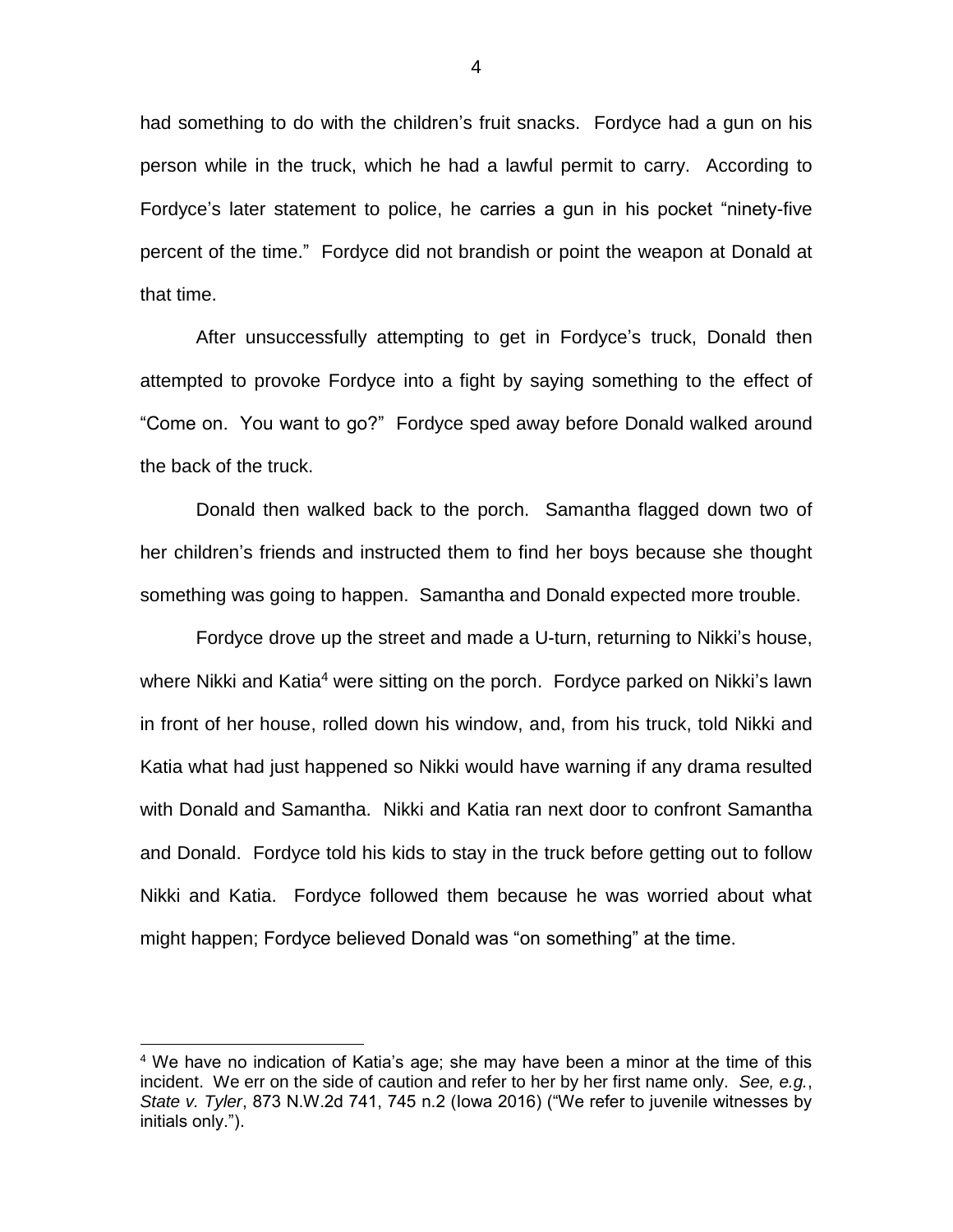had something to do with the children's fruit snacks. Fordyce had a gun on his person while in the truck, which he had a lawful permit to carry. According to Fordyce's later statement to police, he carries a gun in his pocket "ninety-five percent of the time." Fordyce did not brandish or point the weapon at Donald at that time.

After unsuccessfully attempting to get in Fordyce's truck, Donald then attempted to provoke Fordyce into a fight by saying something to the effect of "Come on. You want to go?" Fordyce sped away before Donald walked around the back of the truck.

Donald then walked back to the porch. Samantha flagged down two of her children's friends and instructed them to find her boys because she thought something was going to happen. Samantha and Donald expected more trouble.

Fordyce drove up the street and made a U-turn, returning to Nikki's house, where Nikki and Katia[4] were sitting on the porch. Fordyce parked on Nikki's lawn in front of her house, rolled down his window, and, from his truck, told Nikki and Katia what had just happened so Nikki would have warning if any drama resulted with Donald and Samantha. Nikki and Katia ran next door to confront Samantha and Donald. Fordyce told his kids to stay in the truck before getting out to follow Nikki and Katia. Fordyce followed them because he was worried about what might happen; Fordyce believed Donald was "on something" at the time.

---

[4] We have no indication of Katia's age; she may have been a minor at the time of this incident. We err on the side of caution and refer to her by her first name only. *See, e.g.*, *State v. Tyler*, 873 N.W.2d 741, 745 n.2 (Iowa 2016) ("We refer to juvenile witnesses by initials only.").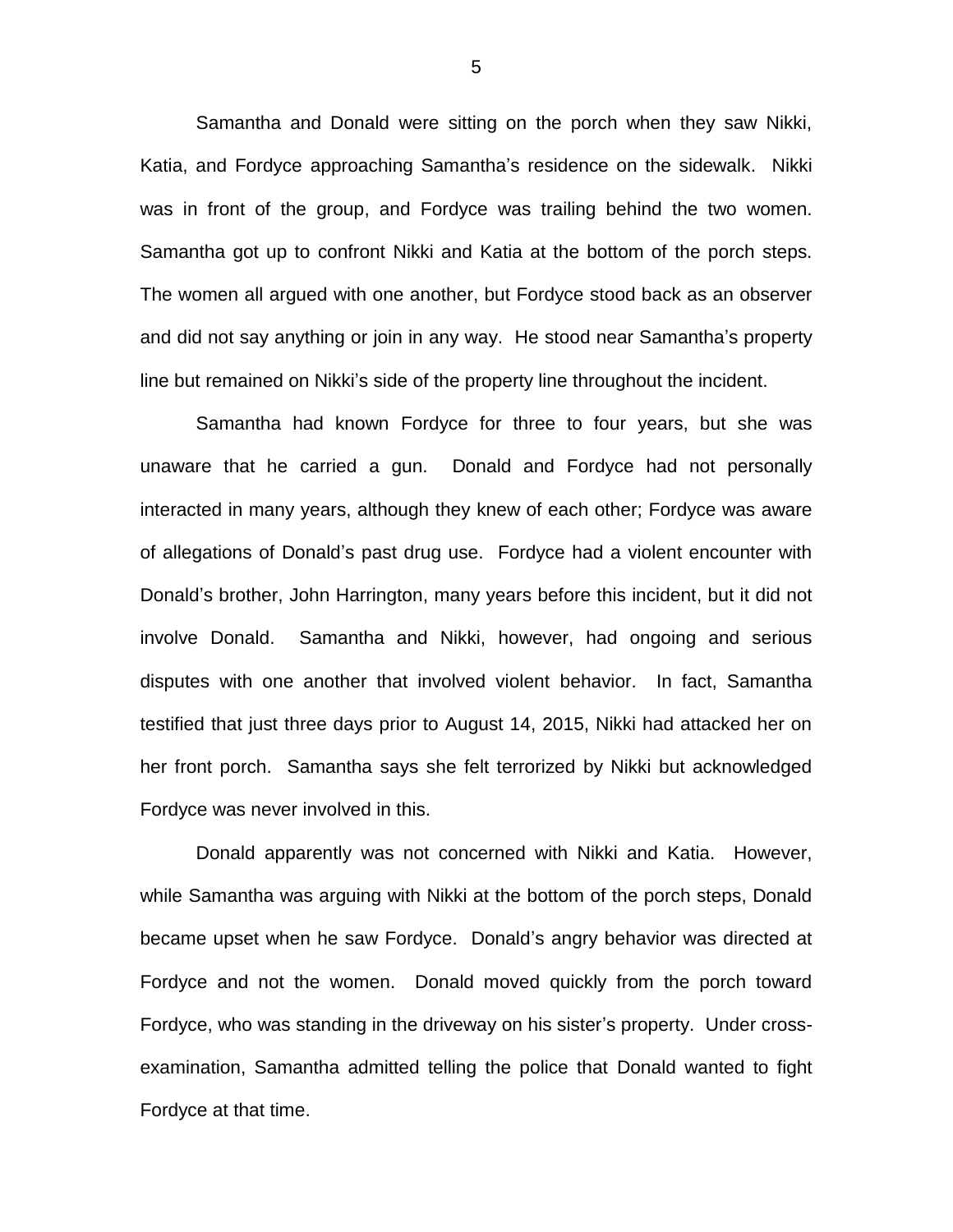Samantha and Donald were sitting on the porch when they saw Nikki, Katia, and Fordyce approaching Samantha's residence on the sidewalk. Nikki was in front of the group, and Fordyce was trailing behind the two women. Samantha got up to confront Nikki and Katia at the bottom of the porch steps. The women all argued with one another, but Fordyce stood back as an observer and did not say anything or join in any way. He stood near Samantha's property line but remained on Nikki's side of the property line throughout the incident.

Samantha had known Fordyce for three to four years, but she was unaware that he carried a gun. Donald and Fordyce had not personally interacted in many years, although they knew of each other; Fordyce was aware of allegations of Donald's past drug use. Fordyce had a violent encounter with Donald's brother, John Harrington, many years before this incident, but it did not involve Donald. Samantha and Nikki, however, had ongoing and serious disputes with one another that involved violent behavior. In fact, Samantha testified that just three days prior to August 14, 2015, Nikki had attacked her on her front porch. Samantha says she felt terrorized by Nikki but acknowledged Fordyce was never involved in this.

Donald apparently was not concerned with Nikki and Katia. However, while Samantha was arguing with Nikki at the bottom of the porch steps, Donald became upset when he saw Fordyce. Donald's angry behavior was directed at Fordyce and not the women. Donald moved quickly from the porch toward Fordyce, who was standing in the driveway on his sister's property. Under cross-examination, Samantha admitted telling the police that Donald wanted to fight Fordyce at that time.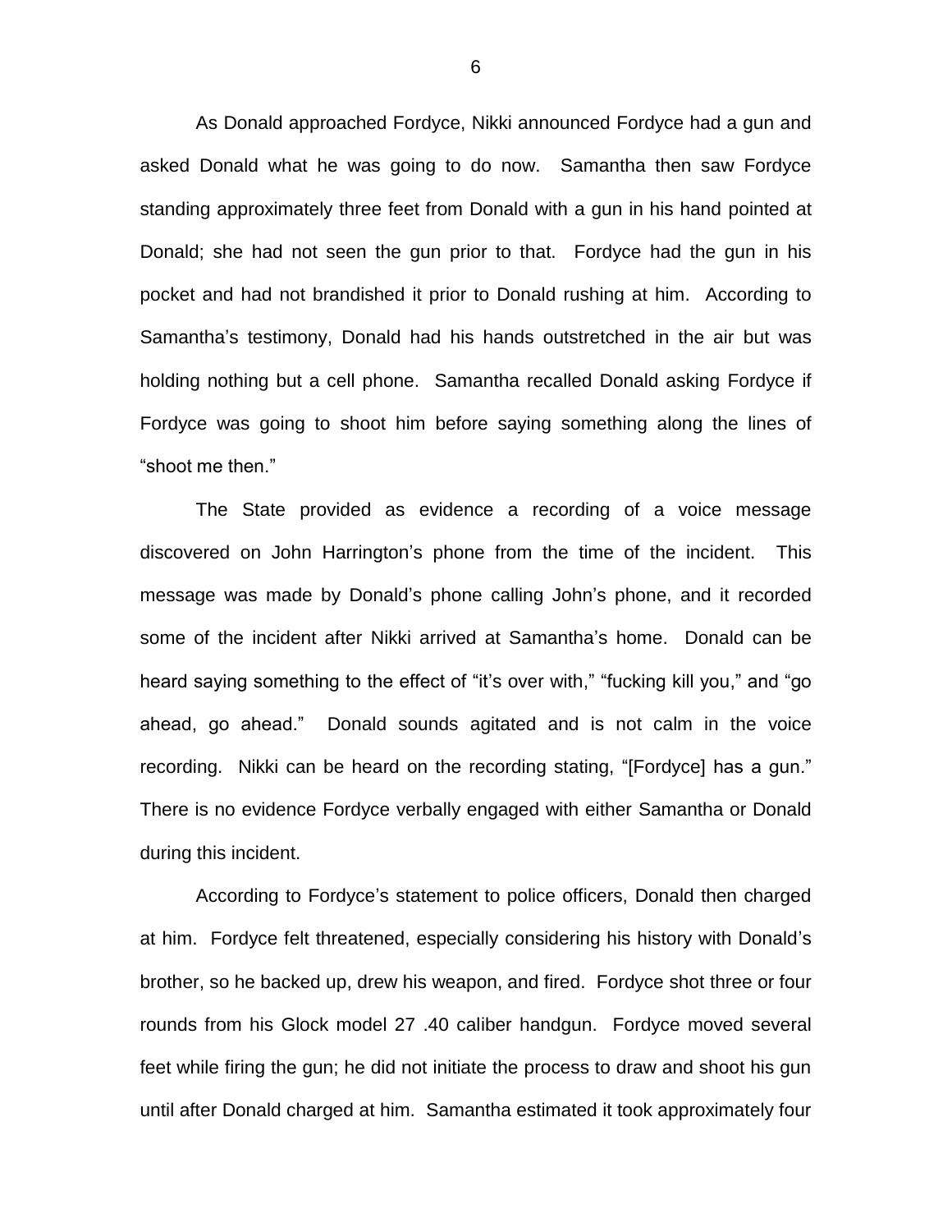As Donald approached Fordyce, Nikki announced Fordyce had a gun and asked Donald what he was going to do now. Samantha then saw Fordyce standing approximately three feet from Donald with a gun in his hand pointed at Donald; she had not seen the gun prior to that. Fordyce had the gun in his pocket and had not brandished it prior to Donald rushing at him. According to Samantha's testimony, Donald had his hands outstretched in the air but was holding nothing but a cell phone. Samantha recalled Donald asking Fordyce if Fordyce was going to shoot him before saying something along the lines of "shoot me then."

The State provided as evidence a recording of a voice message discovered on John Harrington's phone from the time of the incident. This message was made by Donald's phone calling John's phone, and it recorded some of the incident after Nikki arrived at Samantha's home. Donald can be heard saying something to the effect of "it's over with," "fucking kill you," and "go ahead, go ahead." Donald sounds agitated and is not calm in the voice recording. Nikki can be heard on the recording stating, "[Fordyce] has a gun." There is no evidence Fordyce verbally engaged with either Samantha or Donald during this incident.

According to Fordyce's statement to police officers, Donald then charged at him. Fordyce felt threatened, especially considering his history with Donald's brother, so he backed up, drew his weapon, and fired. Fordyce shot three or four rounds from his Glock model 27 .40 caliber handgun. Fordyce moved several feet while firing the gun; he did not initiate the process to draw and shoot his gun until after Donald charged at him. Samantha estimated it took approximately four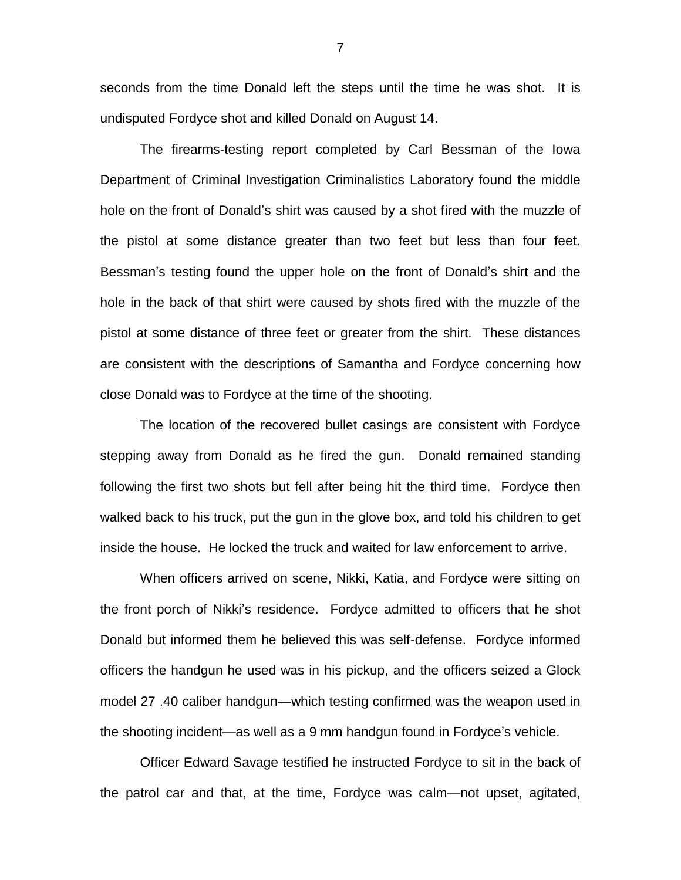seconds from the time Donald left the steps until the time he was shot. It is undisputed Fordyce shot and killed Donald on August 14.

The firearms-testing report completed by Carl Bessman of the Iowa Department of Criminal Investigation Criminalistics Laboratory found the middle hole on the front of Donald's shirt was caused by a shot fired with the muzzle of the pistol at some distance greater than two feet but less than four feet. Bessman's testing found the upper hole on the front of Donald's shirt and the hole in the back of that shirt were caused by shots fired with the muzzle of the pistol at some distance of three feet or greater from the shirt. These distances are consistent with the descriptions of Samantha and Fordyce concerning how close Donald was to Fordyce at the time of the shooting.

The location of the recovered bullet casings are consistent with Fordyce stepping away from Donald as he fired the gun. Donald remained standing following the first two shots but fell after being hit the third time. Fordyce then walked back to his truck, put the gun in the glove box, and told his children to get inside the house. He locked the truck and waited for law enforcement to arrive.

When officers arrived on scene, Nikki, Katia, and Fordyce were sitting on the front porch of Nikki's residence. Fordyce admitted to officers that he shot Donald but informed them he believed this was self-defense. Fordyce informed officers the handgun he used was in his pickup, and the officers seized a Glock model 27 .40 caliber handgun—which testing confirmed was the weapon used in the shooting incident—as well as a 9 mm handgun found in Fordyce's vehicle.

Officer Edward Savage testified he instructed Fordyce to sit in the back of the patrol car and that, at the time, Fordyce was calm—not upset, agitated,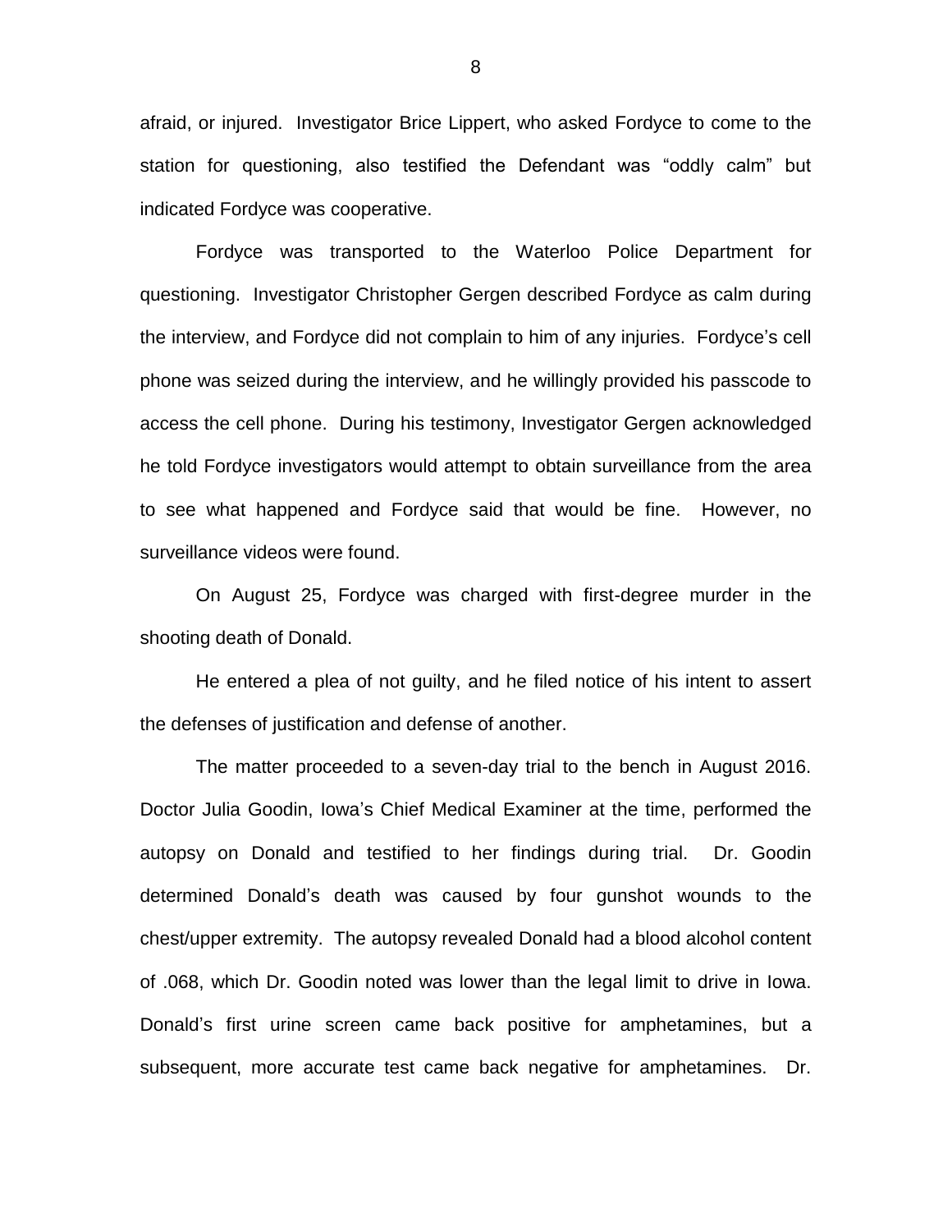afraid, or injured. Investigator Brice Lippert, who asked Fordyce to come to the station for questioning, also testified the Defendant was "oddly calm" but indicated Fordyce was cooperative.

Fordyce was transported to the Waterloo Police Department for questioning. Investigator Christopher Gergen described Fordyce as calm during the interview, and Fordyce did not complain to him of any injuries. Fordyce's cell phone was seized during the interview, and he willingly provided his passcode to access the cell phone. During his testimony, Investigator Gergen acknowledged he told Fordyce investigators would attempt to obtain surveillance from the area to see what happened and Fordyce said that would be fine. However, no surveillance videos were found.

On August 25, Fordyce was charged with first-degree murder in the shooting death of Donald.

He entered a plea of not guilty, and he filed notice of his intent to assert the defenses of justification and defense of another.

The matter proceeded to a seven-day trial to the bench in August 2016. Doctor Julia Goodin, Iowa's Chief Medical Examiner at the time, performed the autopsy on Donald and testified to her findings during trial. Dr. Goodin determined Donald's death was caused by four gunshot wounds to the chest/upper extremity. The autopsy revealed Donald had a blood alcohol content of .068, which Dr. Goodin noted was lower than the legal limit to drive in Iowa. Donald's first urine screen came back positive for amphetamines, but a subsequent, more accurate test came back negative for amphetamines. Dr.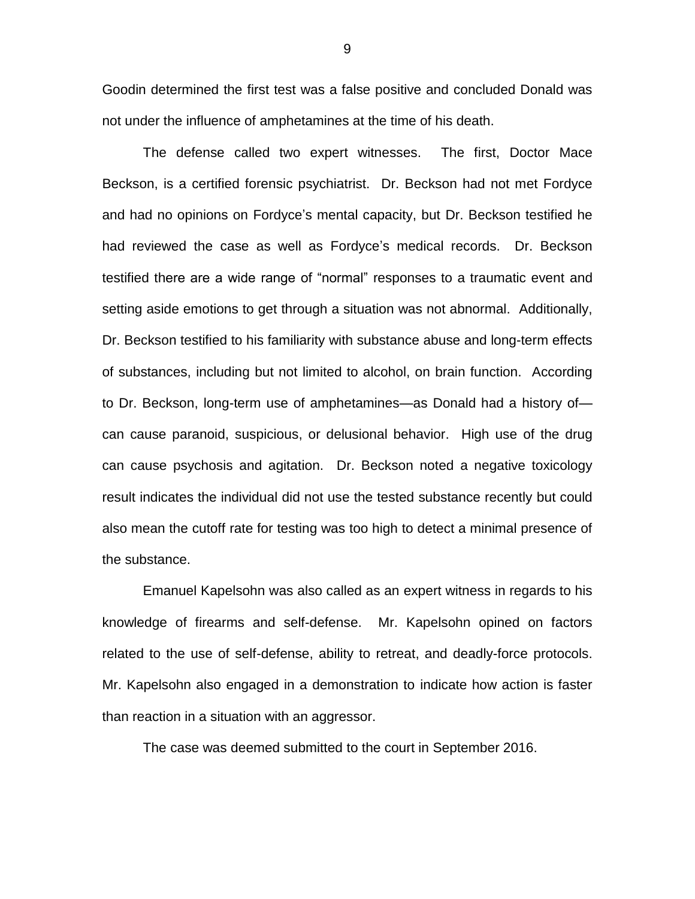Goodin determined the first test was a false positive and concluded Donald was not under the influence of amphetamines at the time of his death.

The defense called two expert witnesses. The first, Doctor Mace Beckson, is a certified forensic psychiatrist. Dr. Beckson had not met Fordyce and had no opinions on Fordyce's mental capacity, but Dr. Beckson testified he had reviewed the case as well as Fordyce's medical records. Dr. Beckson testified there are a wide range of "normal" responses to a traumatic event and setting aside emotions to get through a situation was not abnormal. Additionally, Dr. Beckson testified to his familiarity with substance abuse and long-term effects of substances, including but not limited to alcohol, on brain function. According to Dr. Beckson, long-term use of amphetamines—as Donald had a history of—can cause paranoid, suspicious, or delusional behavior. High use of the drug can cause psychosis and agitation. Dr. Beckson noted a negative toxicology result indicates the individual did not use the tested substance recently but could also mean the cutoff rate for testing was too high to detect a minimal presence of the substance.

Emanuel Kapelsohn was also called as an expert witness in regards to his knowledge of firearms and self-defense. Mr. Kapelsohn opined on factors related to the use of self-defense, ability to retreat, and deadly-force protocols. Mr. Kapelsohn also engaged in a demonstration to indicate how action is faster than reaction in a situation with an aggressor.

The case was deemed submitted to the court in September 2016.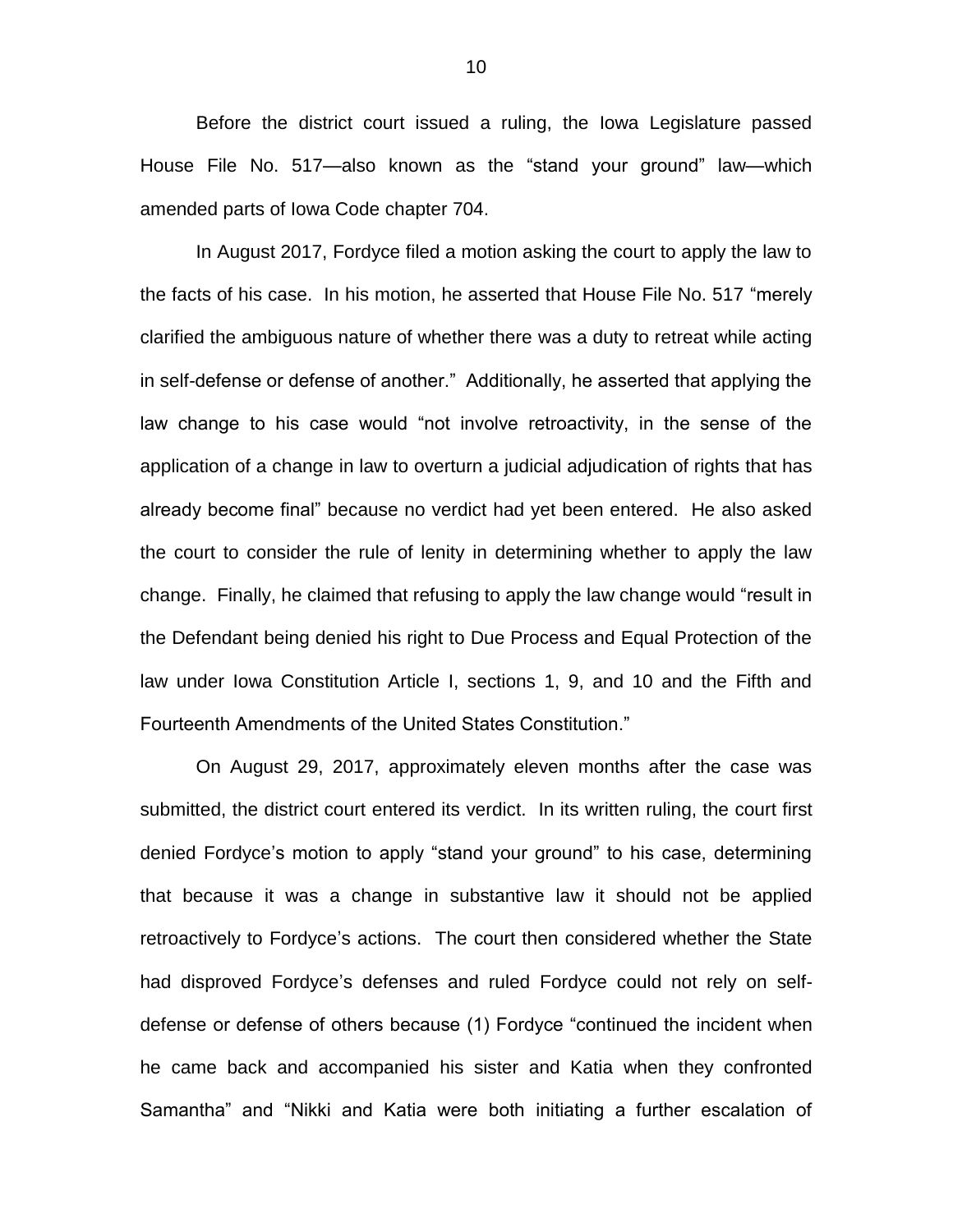Before the district court issued a ruling, the Iowa Legislature passed House File No. 517—also known as the "stand your ground" law—which amended parts of Iowa Code chapter 704.

In August 2017, Fordyce filed a motion asking the court to apply the law to the facts of his case. In his motion, he asserted that House File No. 517 "merely clarified the ambiguous nature of whether there was a duty to retreat while acting in self-defense or defense of another." Additionally, he asserted that applying the law change to his case would "not involve retroactivity, in the sense of the application of a change in law to overturn a judicial adjudication of rights that has already become final" because no verdict had yet been entered. He also asked the court to consider the rule of lenity in determining whether to apply the law change. Finally, he claimed that refusing to apply the law change would "result in the Defendant being denied his right to Due Process and Equal Protection of the law under Iowa Constitution Article I, sections 1, 9, and 10 and the Fifth and Fourteenth Amendments of the United States Constitution."

On August 29, 2017, approximately eleven months after the case was submitted, the district court entered its verdict. In its written ruling, the court first denied Fordyce's motion to apply "stand your ground" to his case, determining that because it was a change in substantive law it should not be applied retroactively to Fordyce's actions. The court then considered whether the State had disproved Fordyce's defenses and ruled Fordyce could not rely on self-defense or defense of others because (1) Fordyce "continued the incident when he came back and accompanied his sister and Katia when they confronted Samantha" and "Nikki and Katia were both initiating a further escalation of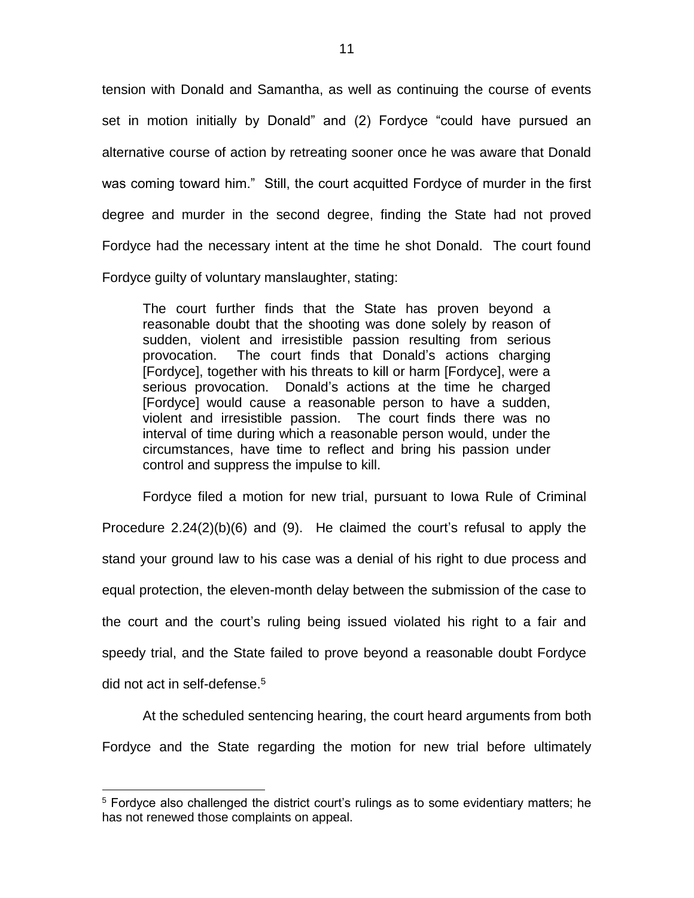tension with Donald and Samantha, as well as continuing the course of events set in motion initially by Donald" and (2) Fordyce "could have pursued an alternative course of action by retreating sooner once he was aware that Donald was coming toward him." Still, the court acquitted Fordyce of murder in the first degree and murder in the second degree, finding the State had not proved Fordyce had the necessary intent at the time he shot Donald. The court found Fordyce guilty of voluntary manslaughter, stating:

> The court further finds that the State has proven beyond a reasonable doubt that the shooting was done solely by reason of sudden, violent and irresistible passion resulting from serious provocation. The court finds that Donald's actions charging [Fordyce], together with his threats to kill or harm [Fordyce], were a serious provocation. Donald's actions at the time he charged [Fordyce] would cause a reasonable person to have a sudden, violent and irresistible passion. The court finds there was no interval of time during which a reasonable person would, under the circumstances, have time to reflect and bring his passion under control and suppress the impulse to kill.

Fordyce filed a motion for new trial, pursuant to Iowa Rule of Criminal Procedure 2.24(2)(b)(6) and (9). He claimed the court's refusal to apply the stand your ground law to his case was a denial of his right to due process and equal protection, the eleven-month delay between the submission of the case to the court and the court's ruling being issued violated his right to a fair and speedy trial, and the State failed to prove beyond a reasonable doubt Fordyce did not act in self-defense.[5]

At the scheduled sentencing hearing, the court heard arguments from both Fordyce and the State regarding the motion for new trial before ultimately

[5] Fordyce also challenged the district court's rulings as to some evidentiary matters; he has not renewed those complaints on appeal.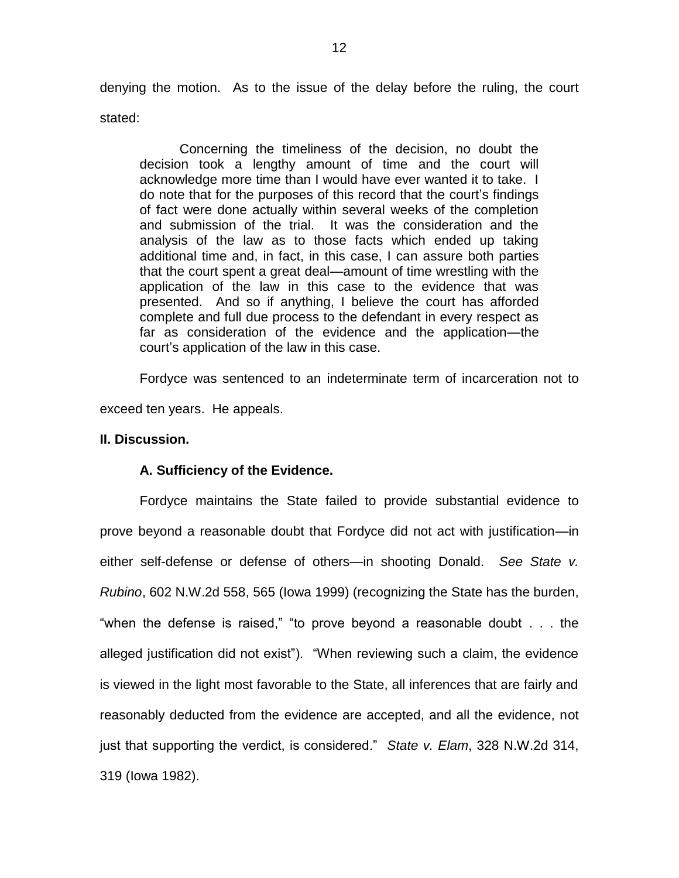denying the motion. As to the issue of the delay before the ruling, the court stated:

> Concerning the timeliness of the decision, no doubt the decision took a lengthy amount of time and the court will acknowledge more time than I would have ever wanted it to take. I do note that for the purposes of this record that the court's findings of fact were done actually within several weeks of the completion and submission of the trial. It was the consideration and the analysis of the law as to those facts which ended up taking additional time and, in fact, in this case, I can assure both parties that the court spent a great deal—amount of time wrestling with the application of the law in this case to the evidence that was presented. And so if anything, I believe the court has afforded complete and full due process to the defendant in every respect as far as consideration of the evidence and the application—the court's application of the law in this case.

Fordyce was sentenced to an indeterminate term of incarceration not to exceed ten years. He appeals.

**II. Discussion.**

**A. Sufficiency of the Evidence.**

Fordyce maintains the State failed to provide substantial evidence to prove beyond a reasonable doubt that Fordyce did not act with justification—in either self-defense or defense of others—in shooting Donald. *See State v. Rubino*, 602 N.W.2d 558, 565 (Iowa 1999) (recognizing the State has the burden, "when the defense is raised," "to prove beyond a reasonable doubt . . . the alleged justification did not exist"). "When reviewing such a claim, the evidence is viewed in the light most favorable to the State, all inferences that are fairly and reasonably deducted from the evidence are accepted, and all the evidence, not just that supporting the verdict, is considered." *State v. Elam*, 328 N.W.2d 314, 319 (Iowa 1982).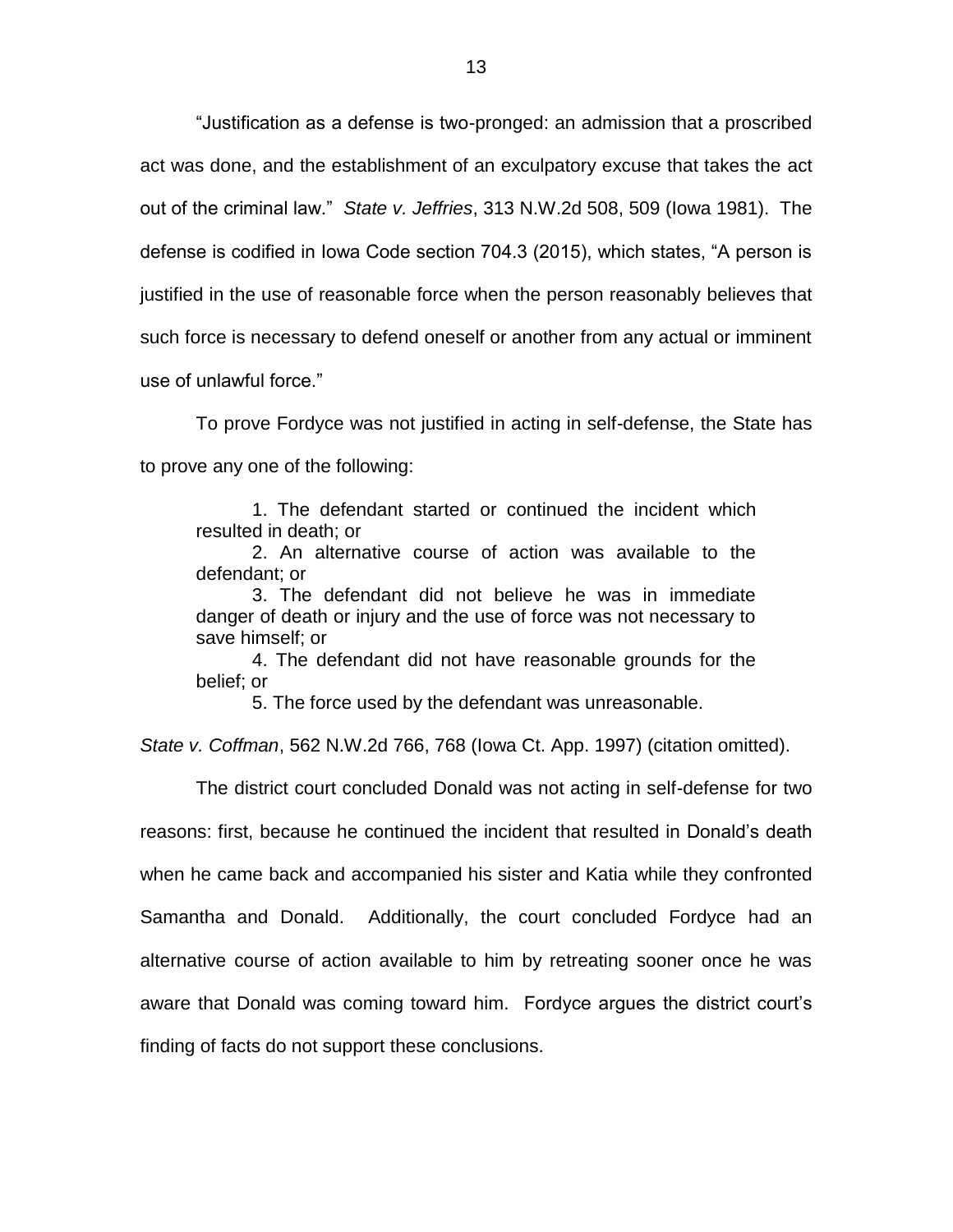"Justification as a defense is two-pronged: an admission that a proscribed act was done, and the establishment of an exculpatory excuse that takes the act out of the criminal law." *State v. Jeffries*, 313 N.W.2d 508, 509 (Iowa 1981). The defense is codified in Iowa Code section 704.3 (2015), which states, "A person is justified in the use of reasonable force when the person reasonably believes that such force is necessary to defend oneself or another from any actual or imminent use of unlawful force."

To prove Fordyce was not justified in acting in self-defense, the State has to prove any one of the following:

> 1. The defendant started or continued the incident which resulted in death; or
> 2. An alternative course of action was available to the defendant; or
> 3. The defendant did not believe he was in immediate danger of death or injury and the use of force was not necessary to save himself; or
> 4. The defendant did not have reasonable grounds for the belief; or
> 5. The force used by the defendant was unreasonable.

*State v. Coffman*, 562 N.W.2d 766, 768 (Iowa Ct. App. 1997) (citation omitted).

The district court concluded Donald was not acting in self-defense for two reasons: first, because he continued the incident that resulted in Donald's death when he came back and accompanied his sister and Katia while they confronted Samantha and Donald. Additionally, the court concluded Fordyce had an alternative course of action available to him by retreating sooner once he was aware that Donald was coming toward him. Fordyce argues the district court's finding of facts do not support these conclusions.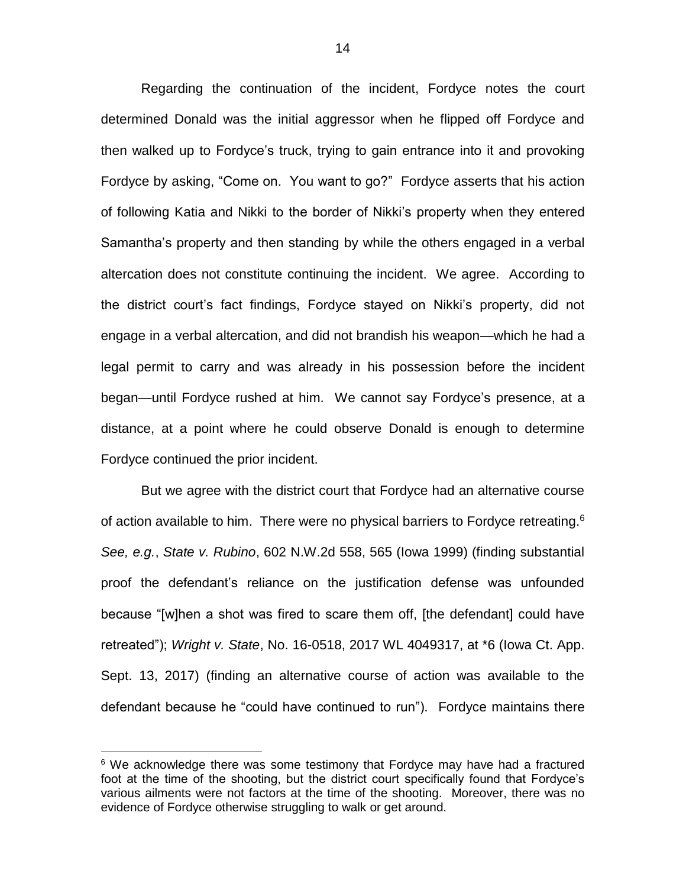Regarding the continuation of the incident, Fordyce notes the court determined Donald was the initial aggressor when he flipped off Fordyce and then walked up to Fordyce's truck, trying to gain entrance into it and provoking Fordyce by asking, "Come on. You want to go?" Fordyce asserts that his action of following Katia and Nikki to the border of Nikki's property when they entered Samantha's property and then standing by while the others engaged in a verbal altercation does not constitute continuing the incident. We agree. According to the district court's fact findings, Fordyce stayed on Nikki's property, did not engage in a verbal altercation, and did not brandish his weapon—which he had a legal permit to carry and was already in his possession before the incident began—until Fordyce rushed at him. We cannot say Fordyce's presence, at a distance, at a point where he could observe Donald is enough to determine Fordyce continued the prior incident.

But we agree with the district court that Fordyce had an alternative course of action available to him. There were no physical barriers to Fordyce retreating.[6] *See, e.g.*, *State v. Rubino*, 602 N.W.2d 558, 565 (Iowa 1999) (finding substantial proof the defendant's reliance on the justification defense was unfounded because "[w]hen a shot was fired to scare them off, [the defendant] could have retreated"); *Wright v. State*, No. 16-0518, 2017 WL 4049317, at *6 (Iowa Ct. App. Sept. 13, 2017) (finding an alternative course of action was available to the defendant because he "could have continued to run"). Fordyce maintains there

[6] We acknowledge there was some testimony that Fordyce may have had a fractured foot at the time of the shooting, but the district court specifically found that Fordyce's various ailments were not factors at the time of the shooting. Moreover, there was no evidence of Fordyce otherwise struggling to walk or get around.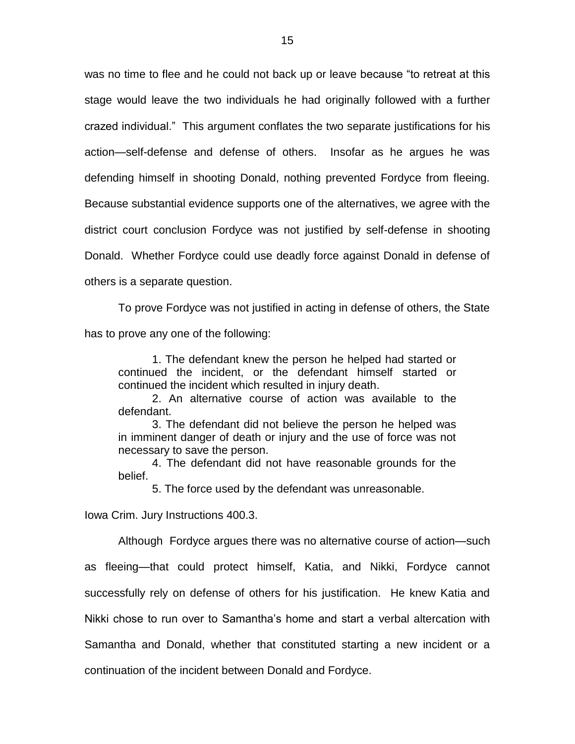was no time to flee and he could not back up or leave because "to retreat at this stage would leave the two individuals he had originally followed with a further crazed individual." This argument conflates the two separate justifications for his action—self-defense and defense of others. Insofar as he argues he was defending himself in shooting Donald, nothing prevented Fordyce from fleeing. Because substantial evidence supports one of the alternatives, we agree with the district court conclusion Fordyce was not justified by self-defense in shooting Donald. Whether Fordyce could use deadly force against Donald in defense of others is a separate question.

To prove Fordyce was not justified in acting in defense of others, the State has to prove any one of the following:

> 1. The defendant knew the person he helped had started or continued the incident, or the defendant himself started or continued the incident which resulted in injury death.
> 2. An alternative course of action was available to the defendant.
> 3. The defendant did not believe the person he helped was in imminent danger of death or injury and the use of force was not necessary to save the person.
> 4. The defendant did not have reasonable grounds for the belief.
> 5. The force used by the defendant was unreasonable.

Iowa Crim. Jury Instructions 400.3.

Although Fordyce argues there was no alternative course of action—such as fleeing—that could protect himself, Katia, and Nikki, Fordyce cannot successfully rely on defense of others for his justification. He knew Katia and Nikki chose to run over to Samantha's home and start a verbal altercation with Samantha and Donald, whether that constituted starting a new incident or a continuation of the incident between Donald and Fordyce.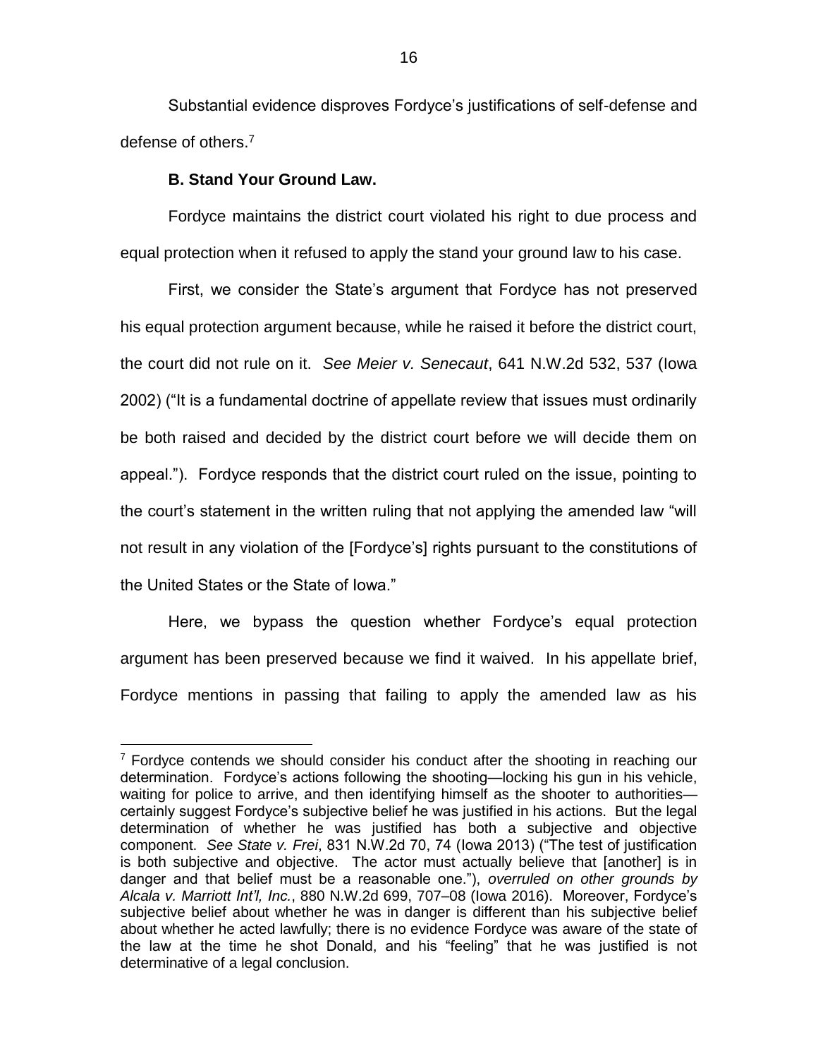Substantial evidence disproves Fordyce's justifications of self-defense and defense of others.[7]

**B. Stand Your Ground Law.**

Fordyce maintains the district court violated his right to due process and equal protection when it refused to apply the stand your ground law to his case.

First, we consider the State's argument that Fordyce has not preserved his equal protection argument because, while he raised it before the district court, the court did not rule on it. *See Meier v. Senecaut*, 641 N.W.2d 532, 537 (Iowa 2002) ("It is a fundamental doctrine of appellate review that issues must ordinarily be both raised and decided by the district court before we will decide them on appeal."). Fordyce responds that the district court ruled on the issue, pointing to the court's statement in the written ruling that not applying the amended law "will not result in any violation of the [Fordyce's] rights pursuant to the constitutions of the United States or the State of Iowa."

Here, we bypass the question whether Fordyce's equal protection argument has been preserved because we find it waived. In his appellate brief, Fordyce mentions in passing that failing to apply the amended law as his

[7] Fordyce contends we should consider his conduct after the shooting in reaching our determination. Fordyce's actions following the shooting—locking his gun in his vehicle, waiting for police to arrive, and then identifying himself as the shooter to authorities—certainly suggest Fordyce's subjective belief he was justified in his actions. But the legal determination of whether he was justified has both a subjective and objective component. *See State v. Frei*, 831 N.W.2d 70, 74 (Iowa 2013) ("The test of justification is both subjective and objective. The actor must actually believe that [another] is in danger and that belief must be a reasonable one."), *overruled on other grounds by Alcala v. Marriott Int'l, Inc.*, 880 N.W.2d 699, 707–08 (Iowa 2016). Moreover, Fordyce's subjective belief about whether he was in danger is different than his subjective belief about whether he acted lawfully; there is no evidence Fordyce was aware of the state of the law at the time he shot Donald, and his "feeling" that he was justified is not determinative of a legal conclusion.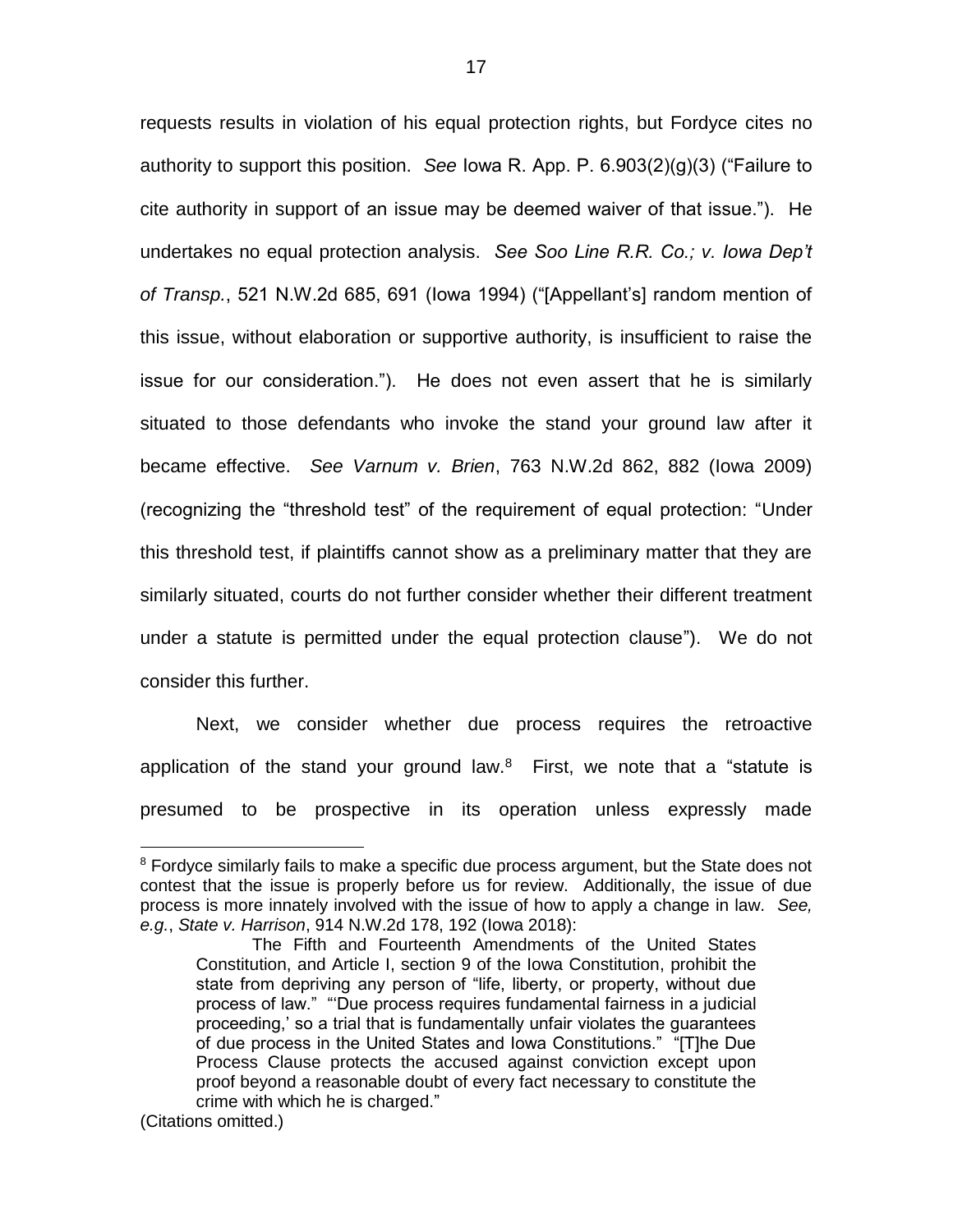requests results in violation of his equal protection rights, but Fordyce cites no authority to support this position. *See* Iowa R. App. P. 6.903(2)(g)(3) ("Failure to cite authority in support of an issue may be deemed waiver of that issue."). He undertakes no equal protection analysis. *See Soo Line R.R. Co.; v. Iowa Dep't of Transp.*, 521 N.W.2d 685, 691 (Iowa 1994) ("[Appellant's] random mention of this issue, without elaboration or supportive authority, is insufficient to raise the issue for our consideration."). He does not even assert that he is similarly situated to those defendants who invoke the stand your ground law after it became effective. *See Varnum v. Brien*, 763 N.W.2d 862, 882 (Iowa 2009) (recognizing the "threshold test" of the requirement of equal protection: "Under this threshold test, if plaintiffs cannot show as a preliminary matter that they are similarly situated, courts do not further consider whether their different treatment under a statute is permitted under the equal protection clause"). We do not consider this further.

Next, we consider whether due process requires the retroactive application of the stand your ground law.[8] First, we note that a "statute is presumed to be prospective in its operation unless expressly made

---

[8] Fordyce similarly fails to make a specific due process argument, but the State does not contest that the issue is properly before us for review. Additionally, the issue of due process is more innately involved with the issue of how to apply a change in law. *See, e.g.*, *State v. Harrison*, 914 N.W.2d 178, 192 (Iowa 2018):

> The Fifth and Fourteenth Amendments of the United States Constitution, and Article I, section 9 of the Iowa Constitution, prohibit the state from depriving any person of "life, liberty, or property, without due process of law." "'Due process requires fundamental fairness in a judicial proceeding,' so a trial that is fundamentally unfair violates the guarantees of due process in the United States and Iowa Constitutions." "[T]he Due Process Clause protects the accused against conviction except upon proof beyond a reasonable doubt of every fact necessary to constitute the crime with which he is charged."

(Citations omitted.)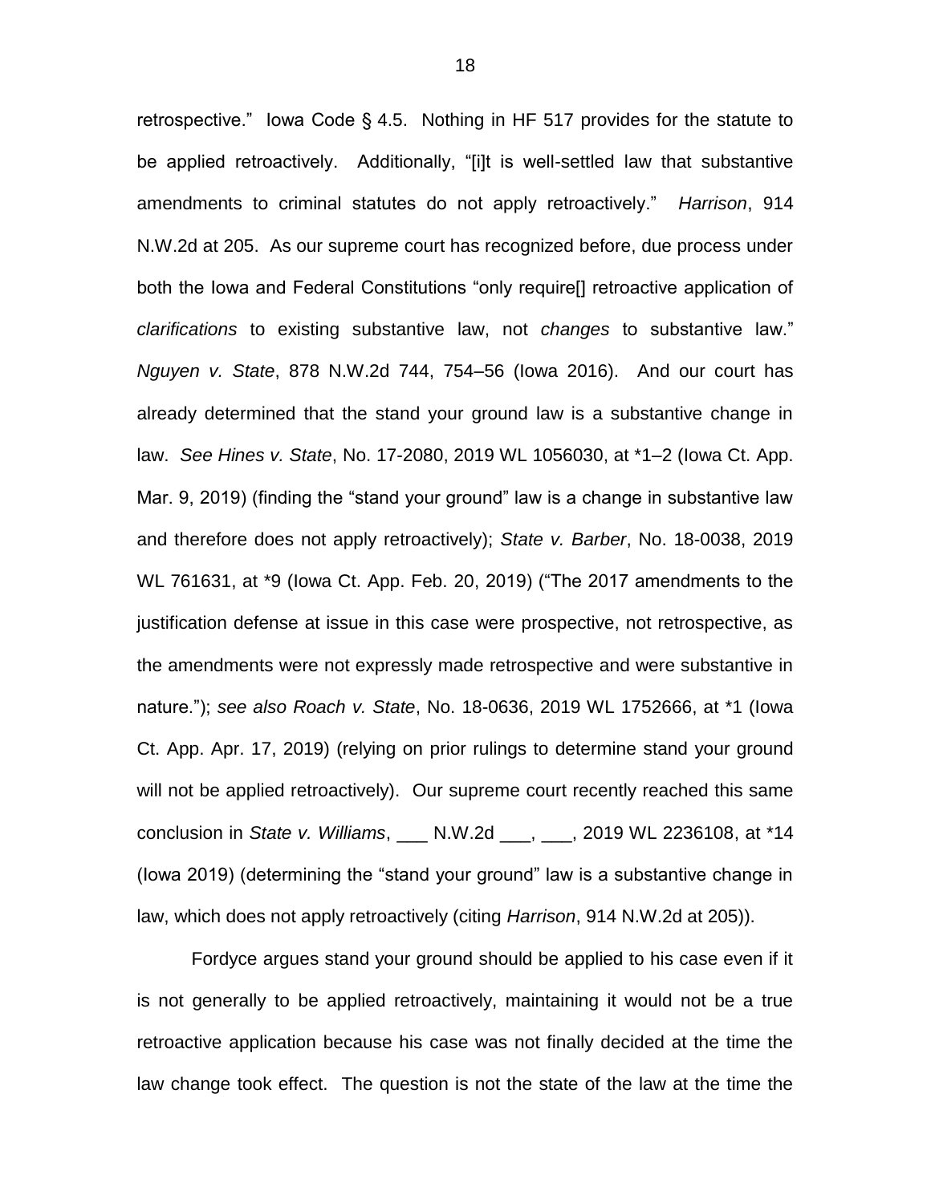retrospective." Iowa Code § 4.5. Nothing in HF 517 provides for the statute to be applied retroactively. Additionally, "[i]t is well-settled law that substantive amendments to criminal statutes do not apply retroactively." *Harrison*, 914 N.W.2d at 205. As our supreme court has recognized before, due process under both the Iowa and Federal Constitutions "only require[] retroactive application of *clarifications* to existing substantive law, not *changes* to substantive law." *Nguyen v. State*, 878 N.W.2d 744, 754–56 (Iowa 2016). And our court has already determined that the stand your ground law is a substantive change in law. *See Hines v. State*, No. 17-2080, 2019 WL 1056030, at *1–2 (Iowa Ct. App. Mar. 9, 2019) (finding the "stand your ground" law is a change in substantive law and therefore does not apply retroactively); *State v. Barber*, No. 18-0038, 2019 WL 761631, at *9 (Iowa Ct. App. Feb. 20, 2019) ("The 2017 amendments to the justification defense at issue in this case were prospective, not retrospective, as the amendments were not expressly made retrospective and were substantive in nature."); *see also Roach v. State*, No. 18-0636, 2019 WL 1752666, at *1 (Iowa Ct. App. Apr. 17, 2019) (relying on prior rulings to determine stand your ground will not be applied retroactively). Our supreme court recently reached this same conclusion in *State v. Williams*, ___ N.W.2d ___, ___, 2019 WL 2236108, at *14 (Iowa 2019) (determining the "stand your ground" law is a substantive change in law, which does not apply retroactively (citing *Harrison*, 914 N.W.2d at 205)).

Fordyce argues stand your ground should be applied to his case even if it is not generally to be applied retroactively, maintaining it would not be a true retroactive application because his case was not finally decided at the time the law change took effect. The question is not the state of the law at the time the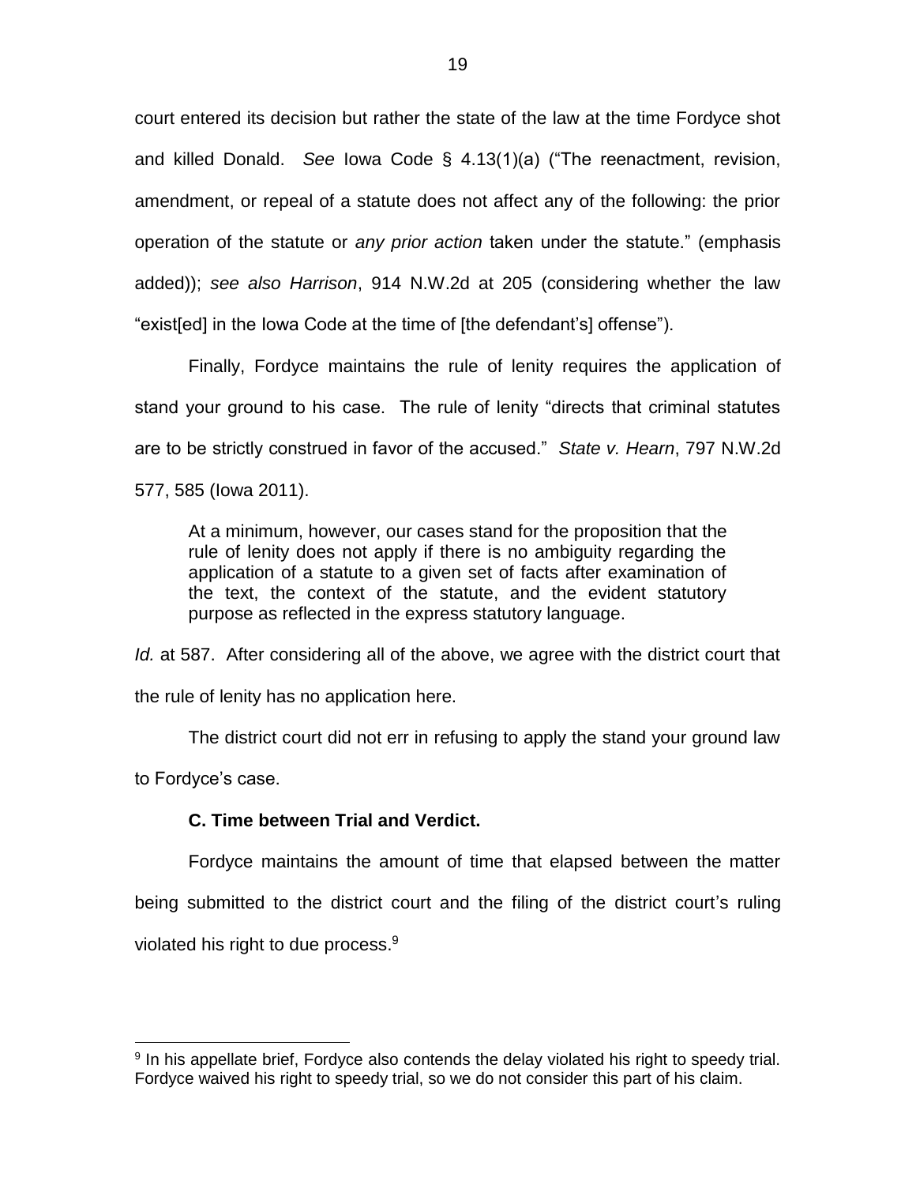court entered its decision but rather the state of the law at the time Fordyce shot and killed Donald. *See* Iowa Code § 4.13(1)(a) ("The reenactment, revision, amendment, or repeal of a statute does not affect any of the following: the prior operation of the statute or *any prior action* taken under the statute." (emphasis added)); *see also Harrison*, 914 N.W.2d at 205 (considering whether the law "exist[ed] in the Iowa Code at the time of [the defendant's] offense").

Finally, Fordyce maintains the rule of lenity requires the application of stand your ground to his case. The rule of lenity "directs that criminal statutes are to be strictly construed in favor of the accused." *State v. Hearn*, 797 N.W.2d 577, 585 (Iowa 2011).

> At a minimum, however, our cases stand for the proposition that the rule of lenity does not apply if there is no ambiguity regarding the application of a statute to a given set of facts after examination of the text, the context of the statute, and the evident statutory purpose as reflected in the express statutory language.

*Id.* at 587. After considering all of the above, we agree with the district court that the rule of lenity has no application here.

The district court did not err in refusing to apply the stand your ground law to Fordyce's case.

**C. Time between Trial and Verdict.**

Fordyce maintains the amount of time that elapsed between the matter being submitted to the district court and the filing of the district court's ruling violated his right to due process.[9]

[9] In his appellate brief, Fordyce also contends the delay violated his right to speedy trial. Fordyce waived his right to speedy trial, so we do not consider this part of his claim.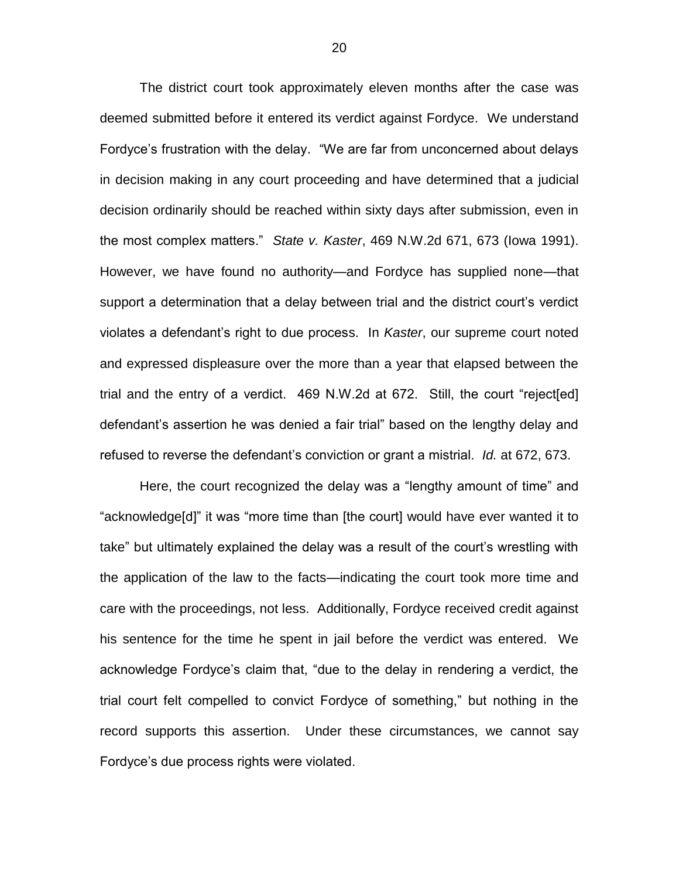The district court took approximately eleven months after the case was deemed submitted before it entered its verdict against Fordyce. We understand Fordyce's frustration with the delay. "We are far from unconcerned about delays in decision making in any court proceeding and have determined that a judicial decision ordinarily should be reached within sixty days after submission, even in the most complex matters." *State v. Kaster*, 469 N.W.2d 671, 673 (Iowa 1991). However, we have found no authority—and Fordyce has supplied none—that support a determination that a delay between trial and the district court's verdict violates a defendant's right to due process. In *Kaster*, our supreme court noted and expressed displeasure over the more than a year that elapsed between the trial and the entry of a verdict. 469 N.W.2d at 672. Still, the court "reject[ed] defendant's assertion he was denied a fair trial" based on the lengthy delay and refused to reverse the defendant's conviction or grant a mistrial. *Id.* at 672, 673.

Here, the court recognized the delay was a "lengthy amount of time" and "acknowledge[d]" it was "more time than [the court] would have ever wanted it to take" but ultimately explained the delay was a result of the court's wrestling with the application of the law to the facts—indicating the court took more time and care with the proceedings, not less. Additionally, Fordyce received credit against his sentence for the time he spent in jail before the verdict was entered. We acknowledge Fordyce's claim that, "due to the delay in rendering a verdict, the trial court felt compelled to convict Fordyce of something," but nothing in the record supports this assertion. Under these circumstances, we cannot say Fordyce's due process rights were violated.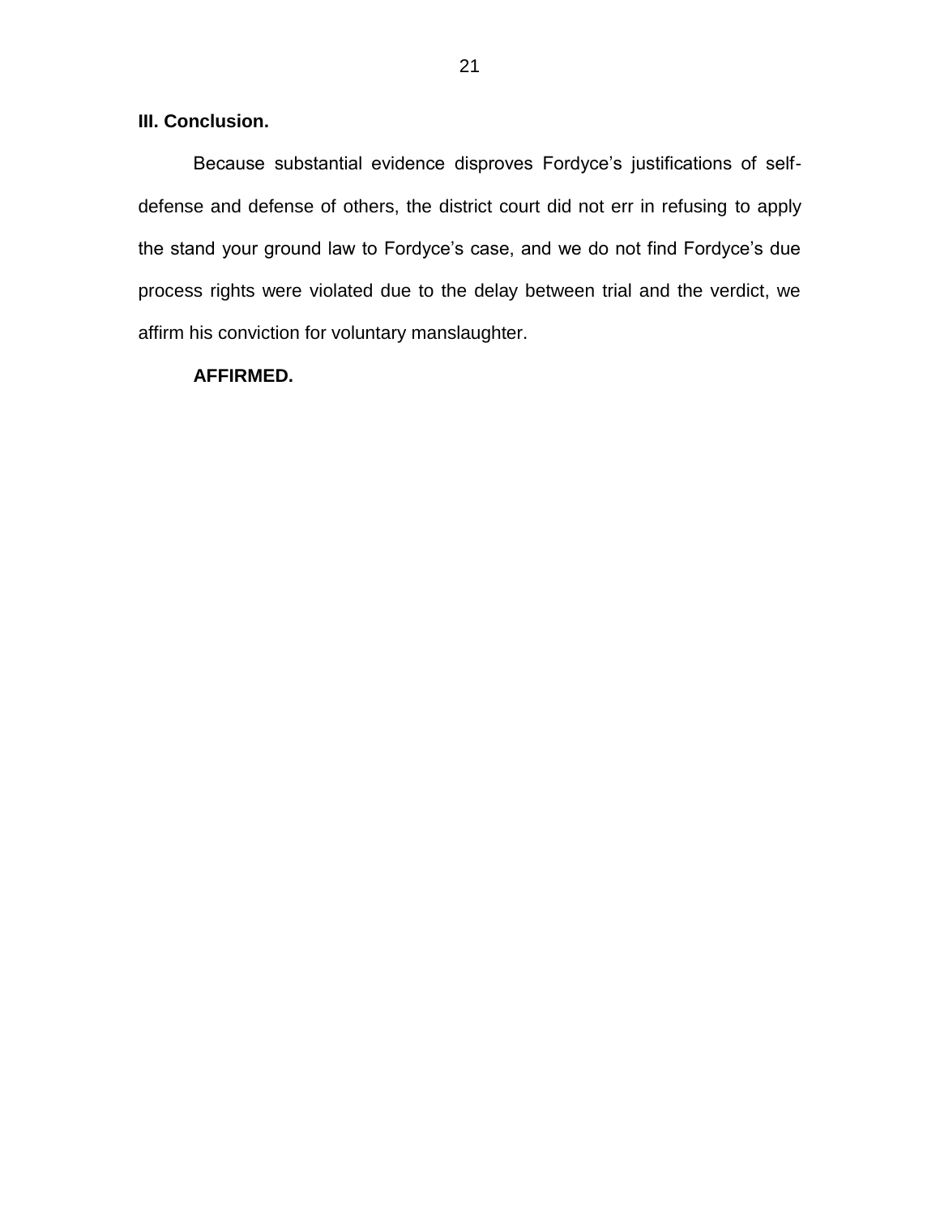### III. Conclusion.

Because substantial evidence disproves Fordyce’s justifications of self-defense and defense of others, the district court did not err in refusing to apply the stand your ground law to Fordyce’s case, and we do not find Fordyce’s due process rights were violated due to the delay between trial and the verdict, we affirm his conviction for voluntary manslaughter.

**AFFIRMED.**